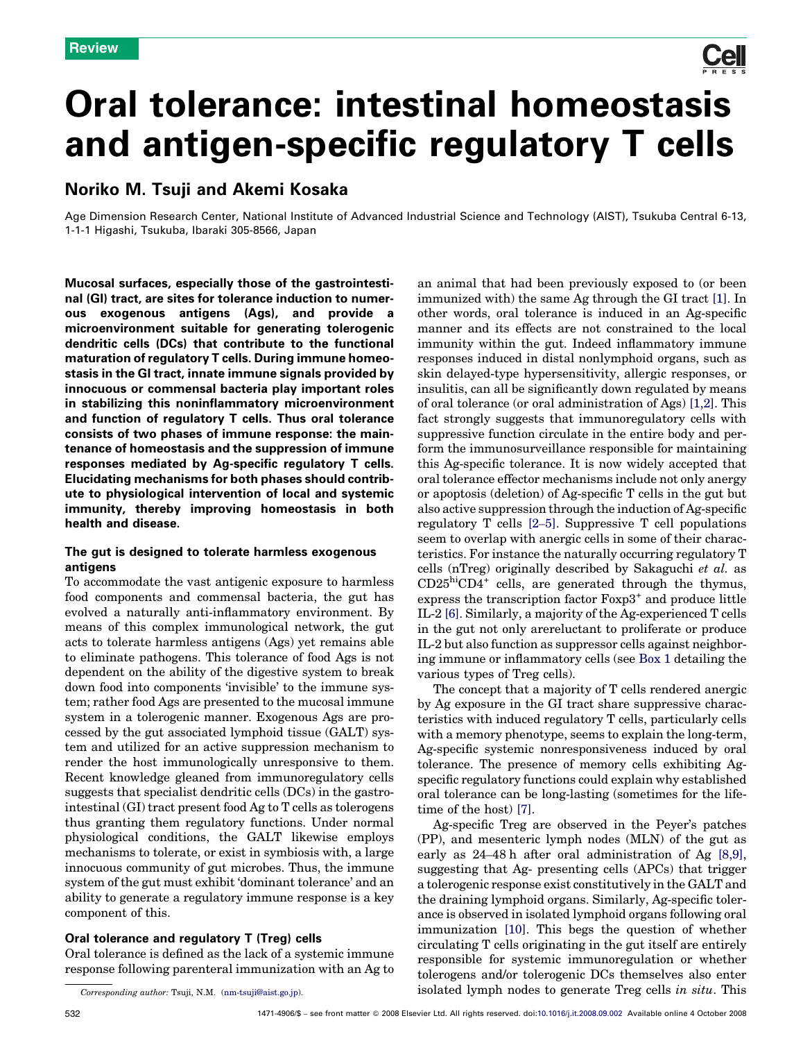Review

# Oral tolerance: intestinal homeostasis and antigen-specific regulatory T cells

## Noriko M. Tsuji and Akemi Kosaka

Age Dimension Research Center, National Institute of Advanced Industrial Science and Technology (AIST), Tsukuba Central 6-13, 1-1-1 Higashi, Tsukuba, Ibaraki 305-8566, Japan

**Mucosal surfaces, especially those of the gastrointestinal (GI) tract, are sites for tolerance induction to numerous exogenous antigens (Ags), and provide a microenvironment suitable for generating tolerogenic dendritic cells (DCs) that contribute to the functional maturation of regulatory T cells. During immune homeostasis in the GI tract, innate immune signals provided by innocuous or commensal bacteria play important roles in stabilizing this noninflammatory microenvironment and function of regulatory T cells. Thus oral tolerance consists of two phases of immune response: the maintenance of homeostasis and the suppression of immune responses mediated by Ag-specific regulatory T cells. Elucidating mechanisms for both phases should contribute to physiological intervention of local and systemic immunity, thereby improving homeostasis in both health and disease.**

### The gut is designed to tolerate harmless exogenous antigens

To accommodate the vast antigenic exposure to harmless food components and commensal bacteria, the gut has evolved a naturally anti-inflammatory environment. By means of this complex immunological network, the gut acts to tolerate harmless antigens (Ags) yet remains able to eliminate pathogens. This tolerance of food Ags is not dependent on the ability of the digestive system to break down food into components 'invisible' to the immune system; rather food Ags are presented to the mucosal immune system in a tolerogenic manner. Exogenous Ags are processed by the gut associated lymphoid tissue (GALT) system and utilized for an active suppression mechanism to render the host immunologically unresponsive to them. Recent knowledge gleaned from immunoregulatory cells suggests that specialist dendritic cells (DCs) in the gastrointestinal (GI) tract present food Ag to T cells as tolerogens thus granting them regulatory functions. Under normal physiological conditions, the GALT likewise employs mechanisms to tolerate, or exist in symbiosis with, a large innocuous community of gut microbes. Thus, the immune system of the gut must exhibit 'dominant tolerance' and an ability to generate a regulatory immune response is a key component of this.

### Oral tolerance and regulatory T (Treg) cells

Oral tolerance is defined as the lack of a systemic immune response following parenteral immunization with an Ag to an animal that had been previously exposed to (or been immunized with) the same Ag through the GI tract [1]. In other words, oral tolerance is induced in an Ag-specific manner and its effects are not constrained to the local immunity within the gut. Indeed inflammatory immune responses induced in distal nonlymphoid organs, such as skin delayed-type hypersensitivity, allergic responses, or insulitis, can all be significantly down regulated by means of oral tolerance (or oral administration of Ags) [1,2]. This fact strongly suggests that immunoregulatory cells with suppressive function circulate in the entire body and perform the immunosurveillance responsible for maintaining this Ag-specific tolerance. It is now widely accepted that oral tolerance effector mechanisms include not only anergy or apoptosis (deletion) of Ag-specific T cells in the gut but also active suppression through the induction of Ag-specific regulatory T cells [2–5]. Suppressive T cell populations seem to overlap with anergic cells in some of their characteristics. For instance the naturally occurring regulatory T cells (nTreg) originally described by Sakaguchi *et al.* as $CD25^{hi}CD4^{+}$ cells, are generated through the thymus, express the transcription factor $Foxp3^{+}$ and produce little IL-2 [6]. Similarly, a majority of the Ag-experienced T cells in the gut not only arereluctant to proliferate or produce IL-2 but also function as suppressor cells against neighboring immune or inflammatory cells (see Box 1 detailing the various types of Treg cells).

The concept that a majority of T cells rendered anergic by Ag exposure in the GI tract share suppressive characteristics with induced regulatory T cells, particularly cells with a memory phenotype, seems to explain the long-term, Ag-specific systemic nonresponsiveness induced by oral tolerance. The presence of memory cells exhibiting Ag-specific regulatory functions could explain why established oral tolerance can be long-lasting (sometimes for the lifetime of the host) [7].

Ag-specific Treg are observed in the Peyer's patches (PP), and mesenteric lymph nodes (MLN) of the gut as early as 24–48 h after oral administration of Ag [8,9], suggesting that Ag- presenting cells (APCs) that trigger a tolerogenic response exist constitutively in the GALT and the draining lymphoid organs. Similarly, Ag-specific tolerance is observed in isolated lymphoid organs following oral immunization [10]. This begs the question of whether circulating T cells originating in the gut itself are entirely responsible for systemic immunoregulation or whether tolerogens and/or tolerogenic DCs themselves also enter isolated lymph nodes to generate Treg cells *in situ*. This

*Corresponding author:* Tsuji, N.M. (nm-tsuji@aist.go.jp).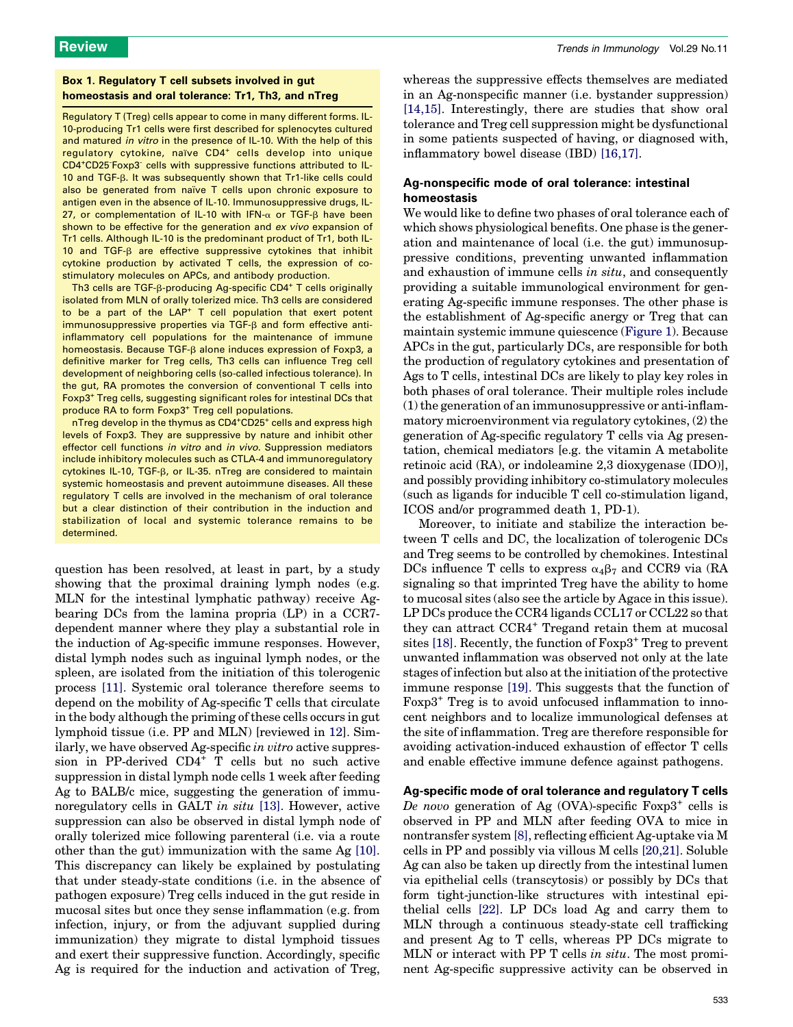### Box 1. Regulatory T cell subsets involved in gut homeostasis and oral tolerance: Tr1, Th3, and nTreg

Regulatory T (Treg) cells appear to come in many different forms. IL-10-producing Tr1 cells were first described for splenocytes cultured and matured *in vitro* in the presence of IL-10. With the help of this regulatory cytokine, naïve $CD4^+$ cells develop into unique $CD4^+CD25^-Foxp3^-$ cells with suppressive functions attributed to IL-10 and TGF-β. It was subsequently shown that Tr1-like cells could also be generated from naïve T cells upon chronic exposure to antigen even in the absence of IL-10. Immunosuppressive drugs, IL-27, or complementation of IL-10 with IFN-α or TGF-β have been shown to be effective for the generation and *ex vivo* expansion of Tr1 cells. Although IL-10 is the predominant product of Tr1, both IL-10 and TGF-β are effective suppressive cytokines that inhibit cytokine production by activated T cells, the expression of co-stimulatory molecules on APCs, and antibody production.

Th3 cells are TGF-β-producing Ag-specific $CD4^+$ T cells originally isolated from MLN of orally tolerized mice. Th3 cells are considered to be a part of the $LAP^+$ T cell population that exert potent immunosuppressive properties via TGF-β and form effective anti-inflammatory cell populations for the maintenance of immune homeostasis. Because TGF-β alone induces expression of Foxp3, a definitive marker for Treg cells, Th3 cells can influence Treg cell development of neighboring cells (so-called infectious tolerance). In the gut, RA promotes the conversion of conventional T cells into $Foxp3^+$ Treg cells, suggesting significant roles for intestinal DCs that produce RA to form $Foxp3^+$ Treg cell populations.

nTreg develop in the thymus as $CD4^+CD25^+$ cells and express high levels of Foxp3. They are suppressive by nature and inhibit other effector cell functions *in vitro* and *in vivo*. Suppression mediators include inhibitory molecules such as CTLA-4 and immunoregulatory cytokines IL-10, TGF-β, or IL-35. nTreg are considered to maintain systemic homeostasis and prevent autoimmune diseases. All these regulatory T cells are involved in the mechanism of oral tolerance but a clear distinction of their contribution in the induction and stabilization of local and systemic tolerance remains to be determined.

question has been resolved, at least in part, by a study showing that the proximal draining lymph nodes (e.g. MLN for the intestinal lymphatic pathway) receive Ag-bearing DCs from the lamina propria (LP) in a CCR7-dependent manner where they play a substantial role in the induction of Ag-specific immune responses. However, distal lymph nodes such as inguinal lymph nodes, or the spleen, are isolated from the initiation of this tolerogenic process [11]. Systemic oral tolerance therefore seems to depend on the mobility of Ag-specific T cells that circulate in the body although the priming of these cells occurs in gut lymphoid tissue (i.e. PP and MLN) [reviewed in 12]. Similarly, we have observed Ag-specific *in vitro* active suppression in PP-derived $CD4^+$ T cells but no such active suppression in distal lymph node cells 1 week after feeding Ag to BALB/c mice, suggesting the generation of immunoregulatory cells in GALT *in situ* [13]. However, active suppression can also be observed in distal lymph node of orally tolerized mice following parenteral (i.e. via a route other than the gut) immunization with the same Ag [10]. This discrepancy can likely be explained by postulating that under steady-state conditions (i.e. in the absence of pathogen exposure) Treg cells induced in the gut reside in mucosal sites but once they sense inflammation (e.g. from infection, injury, or from the adjuvant supplied during immunization) they migrate to distal lymphoid tissues and exert their suppressive function. Accordingly, specific Ag is required for the induction and activation of Treg, whereas the suppressive effects themselves are mediated in an Ag-nonspecific manner (i.e. bystander suppression) [14,15]. Interestingly, there are studies that show oral tolerance and Treg cell suppression might be dysfunctional in some patients suspected of having, or diagnosed with, inflammatory bowel disease (IBD) [16,17].

## Ag-nonspecific mode of oral tolerance: intestinal homeostasis

We would like to define two phases of oral tolerance each of which shows physiological benefits. One phase is the generation and maintenance of local (i.e. the gut) immunosuppressive conditions, preventing unwanted inflammation and exhaustion of immune cells *in situ*, and consequently providing a suitable immunological environment for generating Ag-specific immune responses. The other phase is the establishment of Ag-specific anergy or Treg that can maintain systemic immune quiescence (Figure 1). Because APCs in the gut, particularly DCs, are responsible for both the production of regulatory cytokines and presentation of Ags to T cells, intestinal DCs are likely to play key roles in both phases of oral tolerance. Their multiple roles include (1) the generation of an immunosuppressive or anti-inflammatory microenvironment via regulatory cytokines, (2) the generation of Ag-specific regulatory T cells via Ag presentation, chemical mediators [e.g. the vitamin A metabolite retinoic acid (RA), or indoleamine 2,3 dioxygenase (IDO)], and possibly providing inhibitory co-stimulatory molecules (such as ligands for inducible T cell co-stimulation ligand, ICOS and/or programmed death 1, PD-1).

Moreover, to initiate and stabilize the interaction between T cells and DC, the localization of tolerogenic DCs and Treg seems to be controlled by chemokines. Intestinal DCs influence T cells to express $\alpha_4\beta_7$ and CCR9 via (RA signaling so that imprinted Treg have the ability to home to mucosal sites (also see the article by Agace in this issue). LP DCs produce the CCR4 ligands CCL17 or CCL22 so that they can attract $CCR4^+$ Tregand retain them at mucosal sites [18]. Recently, the function of $Foxp3^+$ Treg to prevent unwanted inflammation was observed not only at the late stages of infection but also at the initiation of the protective immune response [19]. This suggests that the function of $Foxp3^+$ Treg is to avoid unfocused inflammation to innocent neighbors and to localize immunological defenses at the site of inflammation. Treg are therefore responsible for avoiding activation-induced exhaustion of effector T cells and enable effective immune defence against pathogens.

## Ag-specific mode of oral tolerance and regulatory T cells

*De novo* generation of Ag (OVA)-specific $Foxp3^+$ cells is observed in PP and MLN after feeding OVA to mice in nontransfer system [8], reflecting efficient Ag-uptake via M cells in PP and possibly via villous M cells [20,21]. Soluble Ag can also be taken up directly from the intestinal lumen via epithelial cells (transcytosis) or possibly by DCs that form tight-junction-like structures with intestinal epithelial cells [22]. LP DCs load Ag and carry them to MLN through a continuous steady-state cell trafficking and present Ag to T cells, whereas PP DCs migrate to MLN or interact with PP T cells *in situ*. The most prominent Ag-specific suppressive activity can be observed in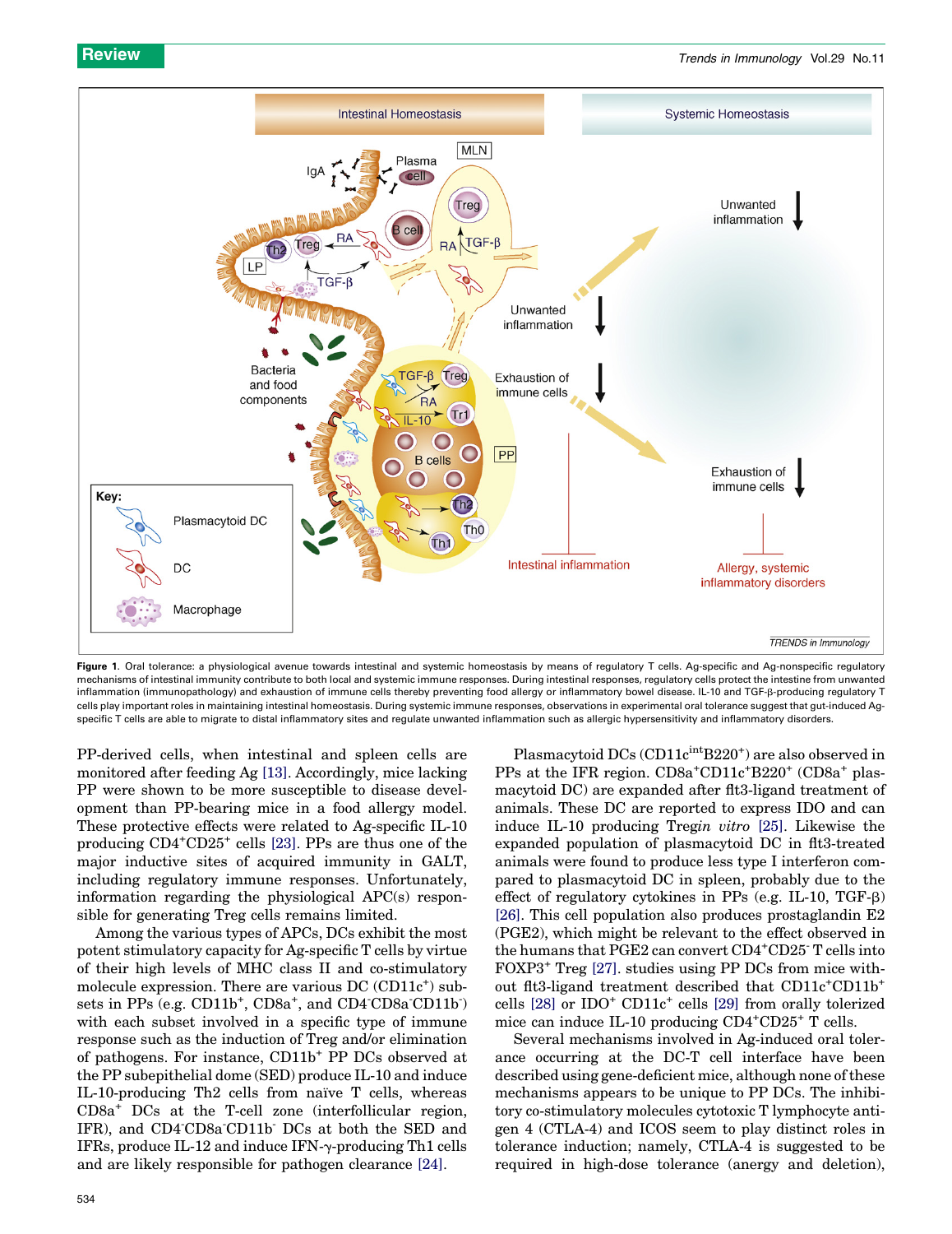**Figure 1.** Oral tolerance: a physiological avenue towards intestinal and systemic homeostasis by means of regulatory T cells. Ag-specific and Ag-nonspecific regulatory mechanisms of intestinal immunity contribute to both local and systemic immune responses. During intestinal responses, regulatory cells protect the intestine from unwanted inflammation (immunopathology) and exhaustion of immune cells thereby preventing food allergy or inflammatory bowel disease. IL-10 and TGF-β-producing regulatory T cells play important roles in maintaining intestinal homeostasis. During systemic immune responses, observations in experimental oral tolerance suggest that gut-induced Ag-specific T cells are able to migrate to distal inflammatory sites and regulate unwanted inflammation such as allergic hypersensitivity and inflammatory disorders.

PP-derived cells, when intestinal and spleen cells are monitored after feeding Ag [13]. Accordingly, mice lacking PP were shown to be more susceptible to disease development than PP-bearing mice in a food allergy model. These protective effects were related to Ag-specific IL-10 producing CD4$^+$CD25$^+$ cells [23]. PPs are thus one of the major inductive sites of acquired immunity in GALT, including regulatory immune responses. Unfortunately, information regarding the physiological APC(s) responsible for generating Treg cells remains limited.

Among the various types of APCs, DCs exhibit the most potent stimulatory capacity for Ag-specific T cells by virtue of their high levels of MHC class II and co-stimulatory molecule expression. There are various DC (CD11c$^+$) subsets in PPs (e.g. CD11b$^+$, CD8a$^+$, and CD4$^-$CD8a$^-$CD11b$^-$) with each subset involved in a specific type of immune response such as the induction of Treg and/or elimination of pathogens. For instance, CD11b$^+$ PP DCs observed at the PP subepithelial dome (SED) produce IL-10 and induce IL-10-producing Th2 cells from naïve T cells, whereas CD8a$^+$ DCs at the T-cell zone (interfollicular region, IFR), and CD4$^-$CD8a$^-$CD11b$^-$ DCs at both the SED and IFRs, produce IL-12 and induce IFN-γ-producing Th1 cells and are likely responsible for pathogen clearance [24].

Plasmacytoid DCs (CD11c$^{int}$B220$^+$) are also observed in PPs at the IFR region. CD8a$^+$CD11c$^+$B220$^+$ (CD8a$^+$ plasmacytoid DC) are expanded after flt3-ligand treatment of animals. These DC are reported to express IDO and can induce IL-10 producing Treg *in vitro* [25]. Likewise the expanded population of plasmacytoid DC in flt3-treated animals were found to produce less type I interferon compared to plasmacytoid DC in spleen, probably due to the effect of regulatory cytokines in PPs (e.g. IL-10, TGF-β) [26]. This cell population also produces prostaglandin E2 (PGE2), which might be relevant to the effect observed in the humans that PGE2 can convert CD4$^+$CD25$^-$ T cells into FOXP3$^+$ Treg [27]. studies using PP DCs from mice without flt3-ligand treatment described that CD11c$^+$CD11b$^+$ cells [28] or IDO$^+$ CD11c$^+$ cells [29] from orally tolerized mice can induce IL-10 producing CD4$^+$CD25$^+$ T cells.

Several mechanisms involved in Ag-induced oral tolerance occurring at the DC-T cell interface have been described using gene-deficient mice, although none of these mechanisms appears to be unique to PP DCs. The inhibitory co-stimulatory molecules cytotoxic T lymphocyte antigen 4 (CTLA-4) and ICOS seem to play distinct roles in tolerance induction; namely, CTLA-4 is suggested to be required in high-dose tolerance (anergy and deletion),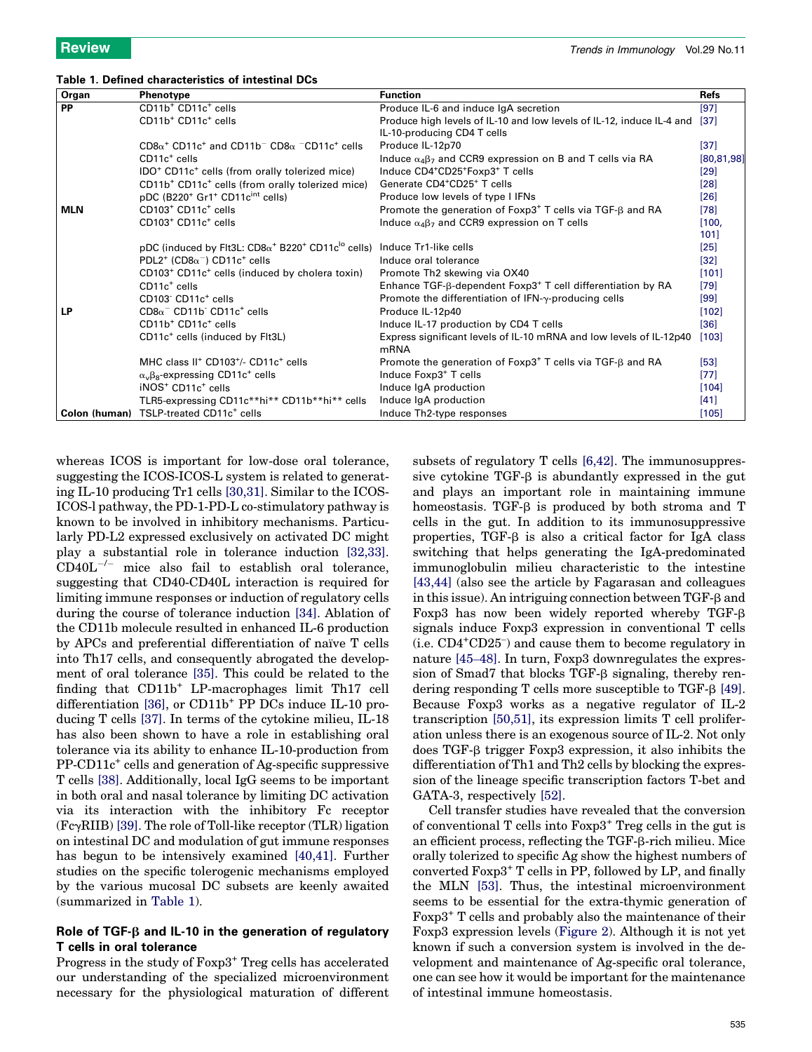**Table 1. Defined characteristics of intestinal DCs**

| Organ | Phenotype | Function | Refs |
|---|---|---|---|
| PP | $CD11b^+$ $CD11c^+$ cells | Produce IL-6 and induce IgA secretion | [97] |
| | $CD11b^+$ $CD11c^+$ cells | Produce high levels of IL-10 and low levels of IL-12, induce IL-4 and IL-10-producing CD4 T cells | [37] |
| | $CD8\alpha^+$ $CD11c^+$ and $CD11b^-$ $CD8\alpha$ $^-CD11c^+$ cells | Produce IL-12p70 | [37] |
| | $CD11c^+$ cells | Induce $\alpha_4\beta_7$ and CCR9 expression on B and T cells via RA | [80,81,98] |
| | $IDO^+$ $CD11c^+$ cells (from orally tolerized mice) | Induce $CD4^+CD25^+Foxp3^+$ T cells | [29] |
| | $CD11b^+$ $CD11c^+$ cells (from orally tolerized mice) | Generate $CD4^+CD25^+$ T cells | [28] |
| | pDC ($B220^+$ $Gr1^+$ $CD11c^{int}$ cells) | Produce low levels of type I IFNs | [26] |
| MLN | $CD103^+$ $CD11c^+$ cells | Promote the generation of $Foxp3^+$ T cells via TGF-β and RA | [78] |
| | $CD103^+$ $CD11c^+$ cells | Induce $\alpha_4\beta_7$ and CCR9 expression on T cells | [100, 101] |
| | pDC (induced by Flt3L: $CD8\alpha^+$ $B220^+$ $CD11c^{lo}$ cells) | Induce Tr1-like cells | [25] |
| | $PDL2^+$ ($CD8\alpha^-$) $CD11c^+$ cells | Induce oral tolerance | [32] |
| | $CD103^+$ $CD11c^+$ cells (induced by cholera toxin) | Promote Th2 skewing via OX40 | [101] |
| | $CD11c^+$ cells | Enhance TGF-β-dependent $Foxp3^+$ T cell differentiation by RA | [79] |
| | $CD103^-$ $CD11c^+$ cells | Promote the differentiation of IFN-γ-producing cells | [99] |
| LP | $CD8\alpha^-$ $CD11b^-$ $CD11c^+$ cells | Produce IL-12p40 | [102] |
| | $CD11b^+$ $CD11c^+$ cells | Induce IL-17 production by CD4 T cells | [36] |
| | $CD11c^+$ cells (induced by Flt3L) | Express significant levels of IL-10 mRNA and low levels of IL-12p40 mRNA | [103] |
| | MHC class $II^+$ $CD103^{+/-}$ $CD11c^+$ cells | Promote the generation of $Foxp3^+$ T cells via TGF-β and RA | [53] |
| | $\alpha_v\beta_8$-expressing $CD11c^+$ cells | Induce $Foxp3^+$ T cells | [77] |
| | $iNOS^+$ $CD11c^+$ cells | Induce IgA production | [104] |
| | TLR5-expressing CD11c**hi** CD11b**hi** cells | Induce IgA production | [41] |
| Colon (human) | TSLP-treated $CD11c^+$ cells | Induce Th2-type responses | [105] |

whereas ICOS is important for low-dose oral tolerance, suggesting the ICOS-ICOS-L system is related to generating IL-10 producing Tr1 cells [30,31]. Similar to the ICOS-ICOS-l pathway, the PD-1-PD-L co-stimulatory pathway is known to be involved in inhibitory mechanisms. Particularly PD-L2 expressed exclusively on activated DC might play a substantial role in tolerance induction [32,33]. $CD40L^{-/-}$ mice also fail to establish oral tolerance, suggesting that CD40-CD40L interaction is required for limiting immune responses or induction of regulatory cells during the course of tolerance induction [34]. Ablation of the CD11b molecule resulted in enhanced IL-6 production by APCs and preferential differentiation of naïve T cells into Th17 cells, and consequently abrogated the development of oral tolerance [35]. This could be related to the finding that $CD11b^+$ LP-macrophages limit Th17 cell differentiation [36], or $CD11b^+$ PP DCs induce IL-10 producing T cells [37]. In terms of the cytokine milieu, IL-18 has also been shown to have a role in establishing oral tolerance via its ability to enhance IL-10-production from PP-$CD11c^+$ cells and generation of Ag-specific suppressive T cells [38]. Additionally, local IgG seems to be important in both oral and nasal tolerance by limiting DC activation via its interaction with the inhibitory Fc receptor (FcγRIIB) [39]. The role of Toll-like receptor (TLR) ligation on intestinal DC and modulation of gut immune responses has begun to be intensively examined [40,41]. Further studies on the specific tolerogenic mechanisms employed by the various mucosal DC subsets are keenly awaited (summarized in Table 1).

### Role of TGF-β and IL-10 in the generation of regulatory T cells in oral tolerance

Progress in the study of $Foxp3^+$ Treg cells has accelerated our understanding of the specialized microenvironment necessary for the physiological maturation of different subsets of regulatory T cells [6,42]. The immunosuppressive cytokine TGF-β is abundantly expressed in the gut and plays an important role in maintaining immune homeostasis. TGF-β is produced by both stroma and T cells in the gut. In addition to its immunosuppressive properties, TGF-β is also a critical factor for IgA class switching that helps generating the IgA-predominated immunoglobulin milieu characteristic to the intestine [43,44] (also see the article by Fagarasan and colleagues in this issue). An intriguing connection between TGF-β and Foxp3 has now been widely reported whereby TGF-β signals induce Foxp3 expression in conventional T cells (i.e. $CD4^+CD25^-$) and cause them to become regulatory in nature [45–48]. In turn, Foxp3 downregulates the expression of Smad7 that blocks TGF-β signaling, thereby rendering responding T cells more susceptible to TGF-β [49]. Because Foxp3 works as a negative regulator of IL-2 transcription [50,51], its expression limits T cell proliferation unless there is an exogenous source of IL-2. Not only does TGF-β trigger Foxp3 expression, it also inhibits the differentiation of Th1 and Th2 cells by blocking the expression of the lineage specific transcription factors T-bet and GATA-3, respectively [52].

Cell transfer studies have revealed that the conversion of conventional T cells into $Foxp3^+$ Treg cells in the gut is an efficient process, reflecting the TGF-β-rich milieu. Mice orally tolerized to specific Ag show the highest numbers of converted $Foxp3^+$ T cells in PP, followed by LP, and finally the MLN [53]. Thus, the intestinal microenvironment seems to be essential for the extra-thymic generation of $Foxp3^+$ T cells and probably also the maintenance of their Foxp3 expression levels (Figure 2). Although it is not yet known if such a conversion system is involved in the development and maintenance of Ag-specific oral tolerance, one can see how it would be important for the maintenance of intestinal immune homeostasis.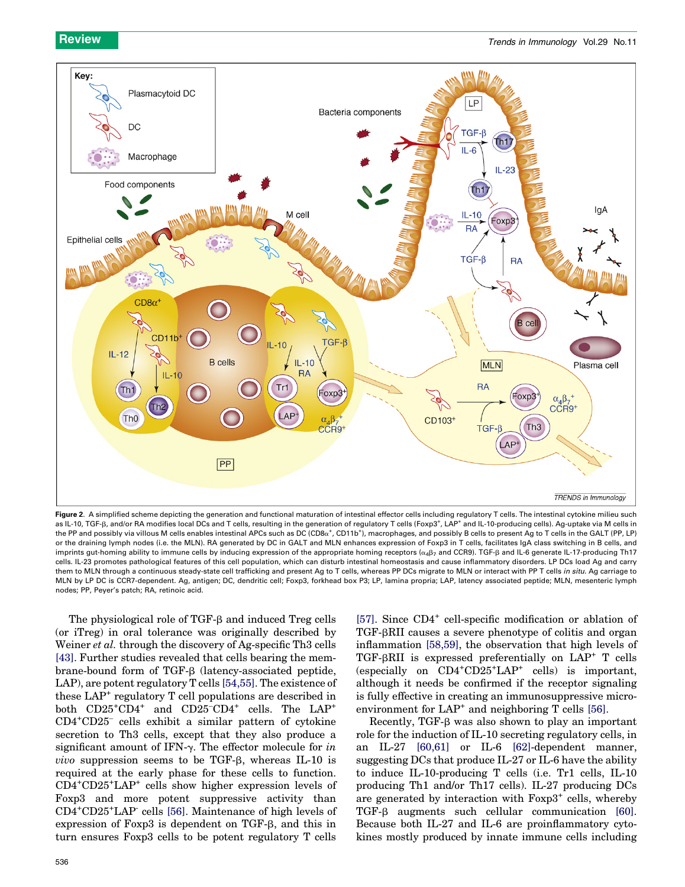**Figure 2.** A simplified scheme depicting the generation and functional maturation of intestinal effector cells including regulatory T cells. The intestinal cytokine milieu such as IL-10, TGF-β, and/or RA modifies local DCs and T cells, resulting in the generation of regulatory T cells (Foxp3[+], LAP[+] and IL-10-producing cells). Ag-uptake via M cells in the PP and possibly via villous M cells enables intestinal APCs such as DC (CD8α[+], CD11b[+]), macrophages, and possibly B cells to present Ag to T cells in the GALT (PP, LP) or the draining lymph nodes (i.e. the MLN). RA generated by DC in GALT and MLN enhances expression of Foxp3 in T cells, facilitates IgA class switching in B cells, and imprints gut-homing ability to immune cells by inducing expression of the appropriate homing receptors ($\alpha_4\beta_7$ and CCR9). TGF-β and IL-6 generate IL-17-producing Th17 cells. IL-23 promotes pathological features of this cell population, which can disturb intestinal homeostasis and cause inflammatory disorders. LP DCs load Ag and carry them to MLN through a continuous steady-state cell trafficking and present Ag to T cells, whereas PP DCs migrate to MLN or interact with PP T cells *in situ*. Ag carriage to MLN by LP DC is CCR7-dependent. Ag, antigen; DC, dendritic cell; Foxp3, forkhead box P3; LP, lamina propria; LAP, latency associated peptide; MLN, mesenteric lymph nodes; PP, Peyer's patch; RA, retinoic acid.

The physiological role of TGF-β and induced Treg cells (or iTreg) in oral tolerance was originally described by Weiner *et al.* through the discovery of Ag-specific Th3 cells [43]. Further studies revealed that cells bearing the membrane-bound form of TGF-β (latency-associated peptide, LAP), are potent regulatory T cells [54,55]. The existence of these LAP[+] regulatory T cell populations are described in both CD25[+]CD4[+] and CD25[−]CD4[+] cells. The LAP[+] CD4[+]CD25[−] cells exhibit a similar pattern of cytokine secretion to Th3 cells, except that they also produce a significant amount of IFN-γ. The effector molecule for *in vivo* suppression seems to be TGF-β, whereas IL-10 is required at the early phase for these cells to function. CD4[+]CD25[+]LAP[+] cells show higher expression levels of Foxp3 and more potent suppressive activity than CD4[+]CD25[+]LAP[−] cells [56]. Maintenance of high levels of expression of Foxp3 is dependent on TGF-β, and this in turn ensures Foxp3 cells to be potent regulatory T cells [57]. Since CD4[+] cell-specific modification or ablation of TGF-βRII causes a severe phenotype of colitis and organ inflammation [58,59], the observation that high levels of TGF-βRII is expressed preferentially on LAP[+] T cells (especially on CD4[+]CD25[+]LAP[+] cells) is important, although it needs be confirmed if the receptor signaling is fully effective in creating an immunosuppressive microenvironment for LAP[+] and neighboring T cells [56].

Recently, TGF-β was also shown to play an important role for the induction of IL-10 secreting regulatory cells, in an IL-27 [60,61] or IL-6 [62]-dependent manner, suggesting DCs that produce IL-27 or IL-6 have the ability to induce IL-10-producing T cells (i.e. Tr1 cells, IL-10 producing Th1 and/or Th17 cells). IL-27 producing DCs are generated by interaction with Foxp3[+] cells, whereby TGF-β augments such cellular communication [60]. Because both IL-27 and IL-6 are proinflammatory cytokines mostly produced by innate immune cells including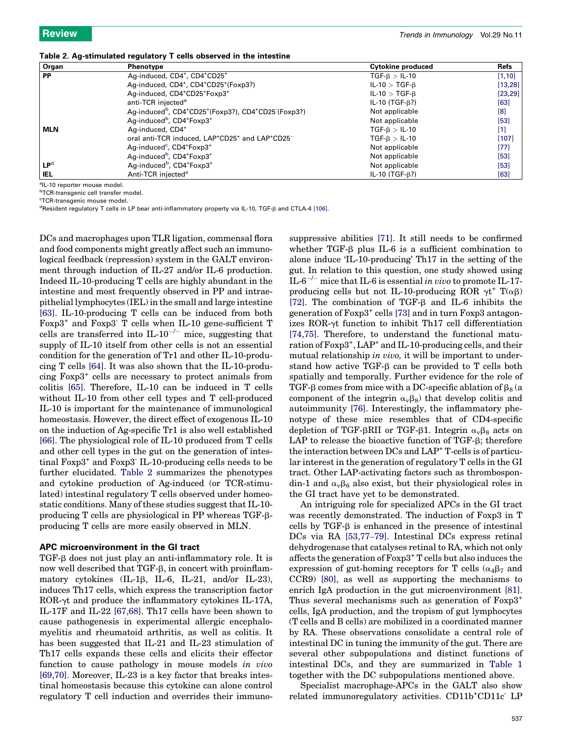**Table 2. Ag-stimulated regulatory T cells observed in the intestine**

| Organ | Phenotype | Cytokine produced | Refs |
|---|---|---|---|
| PP | Ag-induced, $CD4^+$, $CD4^+CD25^+$ | TGF-β > IL-10 | [1,10] |
| | Ag-induced, $CD4^+$, $CD4^+CD25^+$(Foxp3?) | IL-10 > TGF-β | [13,28] |
| | Ag-induced, $CD4^+CD25^+Foxp3^+$ | IL-10 > TGF-β | [23,29] |
| | anti-TCR injected[a] | IL-10 (TGF-β?) | [63] |
| | Ag-induced[b], $CD4^+CD25^+$(Foxp3?), $CD4^+CD25^-$(Foxp3?) | Not applicable | [8] |
| | Ag-induced[b], $CD4^+Foxp3^+$ | Not applicable | [53] |
| MLN | Ag-induced, $CD4^+$ | TGF-β > IL-10 | [1] |
| | oral anti-TCR induced, $LAP^+CD25^+$ and $LAP^+CD25^-$ | TGF-β > IL-10 | [107] |
| | Ag-induced[c], $CD4^+Foxp3^+$ | Not applicable | [77] |
| | Ag-induced[b], $CD4^+Foxp3^+$ | Not applicable | [53] |
| LP[d] | Ag-induced[b], $CD4^+Foxp3^+$ | Not applicable | [53] |
| IEL | Anti-TCR injected[a] | IL-10 (TGF-β?) | [63] |

[a]IL-10 reporter mouse model.
[b]TCR-transgenic cell transfer model.
[c]TCR-transgenic mouse model.
[d]Resident regulatory T cells in LP bear anti-inflammatory property via IL-10, TGF-β and CTLA-4 [106].

DCs and macrophages upon TLR ligation, commensal flora and food components might greatly affect such an immunological feedback (repression) system in the GALT environment through induction of IL-27 and/or IL-6 production. Indeed IL-10-producing T cells are highly abundant in the intestine and most frequently observed in PP and intraepithelial lymphocytes (IEL) in the small and large intestine [63]. IL-10-producing T cells can be induced from both $Foxp3^+$ and $Foxp3^-$ T cells when IL-10 gene-sufficient T cells are transferred into IL-$10^{-/-}$ mice, suggesting that supply of IL-10 itself from other cells is not an essential condition for the generation of Tr1 and other IL-10-producing T cells [64]. It was also shown that the IL-10-producing $Foxp3^+$ cells are necessary to protect animals from colitis [65]. Therefore, IL-10 can be induced in T cells without IL-10 from other cell types and T cell-produced IL-10 is important for the maintenance of immunological homeostasis. However, the direct effect of exogenous IL-10 on the induction of Ag-specific Tr1 is also well established [66]. The physiological role of IL-10 produced from T cells and other cell types in the gut on the generation of intestinal $Foxp3^+$ and $Foxp3^-$ IL-10-producing cells needs to be further elucidated. Table 2 summarizes the phenotypes and cytokine production of Ag-induced (or TCR-stimulated) intestinal regulatory T cells observed under homeostatic conditions. Many of these studies suggest that IL-10-producing T cells are physiological in PP whereas TGF-β-producing T cells are more easily observed in MLN.

## APC microenvironment in the GI tract

TGF-β does not just play an anti-inflammatory role. It is now well described that TGF-β, in concert with proinflammatory cytokines (IL-1β, IL-6, IL-21, and/or IL-23), induces Th17 cells, which express the transcription factor ROR-γt and produce the inflammatory cytokines IL-17A, IL-17F and IL-22 [67,68]. Th17 cells have been shown to cause pathogenesis in experimental allergic encephalomyelitis and rheumatoid arthritis, as well as colitis. It has been suggested that IL-21 and IL-23 stimulation of Th17 cells expands these cells and elicits their effector function to cause pathology in mouse models *in vivo* [69,70]. Moreover, IL-23 is a key factor that breaks intestinal homeostasis because this cytokine can alone control regulatory T cell induction and overrides their immunosuppressive abilities [71]. It still needs to be confirmed whether TGF-β plus IL-6 is a sufficient combination to alone induce 'IL-10-producing' Th17 in the setting of the gut. In relation to this question, one study showed using IL-$6^{-/-}$ mice that IL-6 is essential *in vivo* to promote IL-17-producing cells but not IL-10-producing ROR $\gamma t^+$ T(αβ) [72]. The combination of TGF-β and IL-6 inhibits the generation of $Foxp3^+$ cells [73] and in turn Foxp3 antagonizes ROR-γt function to inhibit Th17 cell differentiation [74,75]. Therefore, to understand the functional maturation of $Foxp3^+$, $LAP^+$ and IL-10-producing cells, and their mutual relationship *in vivo,* it will be important to understand how active TGF-β can be provided to T cells both spatially and temporally. Further evidence for the role of TGF-β comes from mice with a DC-specific ablation of $\beta_8$ (a component of the integrin $\alpha_v\beta_8$) that develop colitis and autoimmunity [76]. Interestingly, the inflammatory phenotype of these mice resembles that of CD4-specific depletion of TGF-βRII or TGF-β1. Integrin $\alpha_v\beta_8$ acts on LAP to release the bioactive function of TGF-β; therefore the interaction between DCs and $LAP^+$ T-cells is of particular interest in the generation of regulatory T cells in the GI tract. Other LAP-activating factors such as thrombospondin-1 and $\alpha_v\beta_6$ also exist, but their physiological roles in the GI tract have yet to be demonstrated.

An intriguing role for specialized APCs in the GI tract was recently demonstrated. The induction of Foxp3 in T cells by TGF-β is enhanced in the presence of intestinal DCs via RA [53,77–79]. Intestinal DCs express retinal dehydrogenase that catalyses retinal to RA, which not only affects the generation of $Foxp3^+$ T cells but also induces the expression of gut-homing receptors for T cells ($\alpha_4\beta_7$ and CCR9) [80], as well as supporting the mechanisms to enrich IgA production in the gut microenvironment [81]. Thus several mechanisms such as generation of $Foxp3^+$ cells, IgA production, and the tropism of gut lymphocytes (T cells and B cells) are mobilized in a coordinated manner by RA. These observations consolidate a central role of intestinal DC in tuning the immunity of the gut. There are several other subpopulations and distinct functions of intestinal DCs, and they are summarized in Table 1 together with the DC subpopulations mentioned above.

Specialist macrophage-APCs in the GALT also show related immunoregulatory activities. $CD11b^+CD11c^-$ LP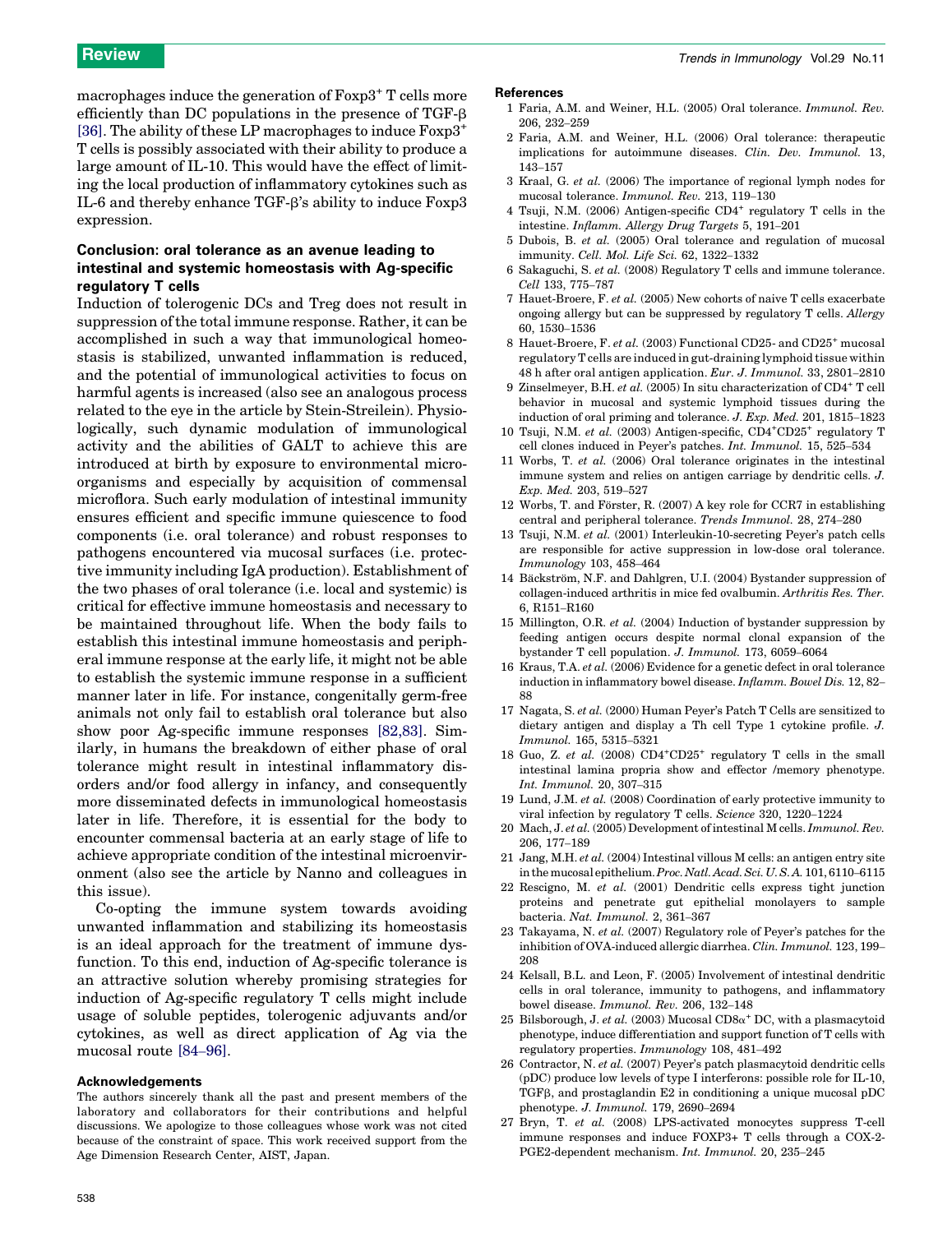macrophages induce the generation of Foxp3$^{+}$ T cells more efficiently than DC populations in the presence of TGF-β [36]. The ability of these LP macrophages to induce Foxp3$^{+}$ T cells is possibly associated with their ability to produce a large amount of IL-10. This would have the effect of limiting the local production of inflammatory cytokines such as IL-6 and thereby enhance TGF-β's ability to induce Foxp3 expression.

## Conclusion: oral tolerance as an avenue leading to intestinal and systemic homeostasis with Ag-specific regulatory T cells

Induction of tolerogenic DCs and Treg does not result in suppression of the total immune response. Rather, it can be accomplished in such a way that immunological homeostasis is stabilized, unwanted inflammation is reduced, and the potential of immunological activities to focus on harmful agents is increased (also see an analogous process related to the eye in the article by Stein-Streilein). Physiologically, such dynamic modulation of immunological activity and the abilities of GALT to achieve this are introduced at birth by exposure to environmental microorganisms and especially by acquisition of commensal microflora. Such early modulation of intestinal immunity ensures efficient and specific immune quiescence to food components (i.e. oral tolerance) and robust responses to pathogens encountered via mucosal surfaces (i.e. protective immunity including IgA production). Establishment of the two phases of oral tolerance (i.e. local and systemic) is critical for effective immune homeostasis and necessary to be maintained throughout life. When the body fails to establish this intestinal immune homeostasis and peripheral immune response at the early life, it might not be able to establish the systemic immune response in a sufficient manner later in life. For instance, congenitally germ-free animals not only fail to establish oral tolerance but also show poor Ag-specific immune responses [82,83]. Similarly, in humans the breakdown of either phase of oral tolerance might result in intestinal inflammatory disorders and/or food allergy in infancy, and consequently more disseminated defects in immunological homeostasis later in life. Therefore, it is essential for the body to encounter commensal bacteria at an early stage of life to achieve appropriate condition of the intestinal microenvironment (also see the article by Nanno and colleagues in this issue).

Co-opting the immune system towards avoiding unwanted inflammation and stabilizing its homeostasis is an ideal approach for the treatment of immune dysfunction. To this end, induction of Ag-specific tolerance is an attractive solution whereby promising strategies for induction of Ag-specific regulatory T cells might include usage of soluble peptides, tolerogenic adjuvants and/or cytokines, as well as direct application of Ag via the mucosal route [84–96].

### Acknowledgements

The authors sincerely thank all the past and present members of the laboratory and collaborators for their contributions and helpful discussions. We apologize to those colleagues whose work was not cited because of the constraint of space. This work received support from the Age Dimension Research Center, AIST, Japan.

### References

1 Faria, A.M. and Weiner, H.L. (2005) Oral tolerance. *Immunol. Rev.* 206, 232–259

2 Faria, A.M. and Weiner, H.L. (2006) Oral tolerance: therapeutic implications for autoimmune diseases. *Clin. Dev. Immunol.* 13, 143–157

3 Kraal, G. *et al.* (2006) The importance of regional lymph nodes for mucosal tolerance. *Immunol. Rev.* 213, 119–130

4 Tsuji, N.M. (2006) Antigen-specific CD4$^{+}$ regulatory T cells in the intestine. *Inflamm. Allergy Drug Targets* 5, 191–201

5 Dubois, B. *et al.* (2005) Oral tolerance and regulation of mucosal immunity. *Cell. Mol. Life Sci.* 62, 1322–1332

6 Sakaguchi, S. *et al.* (2008) Regulatory T cells and immune tolerance. *Cell* 133, 775–787

7 Hauet-Broere, F. *et al.* (2005) New cohorts of naive T cells exacerbate ongoing allergy but can be suppressed by regulatory T cells. *Allergy* 60, 1530–1536

8 Hauet-Broere, F. *et al.* (2003) Functional CD25- and CD25$^{+}$ mucosal regulatory T cells are induced in gut-draining lymphoid tissue within 48 h after oral antigen application. *Eur. J. Immunol.* 33, 2801–2810

9 Zinselmeyer, B.H. *et al.* (2005) In situ characterization of CD4$^{+}$ T cell behavior in mucosal and systemic lymphoid tissues during the induction of oral priming and tolerance. *J. Exp. Med.* 201, 1815–1823

10 Tsuji, N.M. *et al.* (2003) Antigen-specific, CD4$^{+}$CD25$^{+}$ regulatory T cell clones induced in Peyer's patches. *Int. Immunol.* 15, 525–534

11 Worbs, T. *et al.* (2006) Oral tolerance originates in the intestinal immune system and relies on antigen carriage by dendritic cells. *J. Exp. Med.* 203, 519–527

12 Worbs, T. and Förster, R. (2007) A key role for CCR7 in establishing central and peripheral tolerance. *Trends Immunol.* 28, 274–280

13 Tsuji, N.M. *et al.* (2001) Interleukin-10-secreting Peyer's patch cells are responsible for active suppression in low-dose oral tolerance. *Immunology* 103, 458–464

14 Bäckström, N.F. and Dahlgren, U.I. (2004) Bystander suppression of collagen-induced arthritis in mice fed ovalbumin. *Arthritis Res. Ther.* 6, R151–R160

15 Millington, O.R. *et al.* (2004) Induction of bystander suppression by feeding antigen occurs despite normal clonal expansion of the bystander T cell population. *J. Immunol.* 173, 6059–6064

16 Kraus, T.A. *et al.* (2006) Evidence for a genetic defect in oral tolerance induction in inflammatory bowel disease. *Inflamm. Bowel Dis.* 12, 82–88

17 Nagata, S. *et al.* (2000) Human Peyer's Patch T Cells are sensitized to dietary antigen and display a Th cell Type 1 cytokine profile. *J. Immunol.* 165, 5315–5321

18 Guo, Z. *et al.* (2008) CD4$^{+}$CD25$^{+}$ regulatory T cells in the small intestinal lamina propria show and effector /memory phenotype. *Int. Immunol.* 20, 307–315

19 Lund, J.M. *et al.* (2008) Coordination of early protective immunity to viral infection by regulatory T cells. *Science* 320, 1220–1224

20 Mach, J. *et al.* (2005) Development of intestinal M cells. *Immunol. Rev.* 206, 177–189

21 Jang, M.H. *et al.* (2004) Intestinal villous M cells: an antigen entry site in the mucosal epithelium. *Proc. Natl. Acad. Sci. U. S. A.* 101, 6110–6115

22 Rescigno, M. *et al.* (2001) Dendritic cells express tight junction proteins and penetrate gut epithelial monolayers to sample bacteria. *Nat. Immunol.* 2, 361–367

23 Takayama, N. *et al.* (2007) Regulatory role of Peyer's patches for the inhibition of OVA-induced allergic diarrhea. *Clin. Immunol.* 123, 199–208

24 Kelsall, B.L. and Leon, F. (2005) Involvement of intestinal dendritic cells in oral tolerance, immunity to pathogens, and inflammatory bowel disease. *Immunol. Rev.* 206, 132–148

25 Bilsborough, J. *et al.* (2003) Mucosal CD8α$^{+}$ DC, with a plasmacytoid phenotype, induce differentiation and support function of T cells with regulatory properties. *Immunology* 108, 481–492

26 Contractor, N. *et al.* (2007) Peyer's patch plasmacytoid dendritic cells (pDC) produce low levels of type I interferons: possible role for IL-10, TGFβ, and prostaglandin E2 in conditioning a unique mucosal pDC phenotype. *J. Immunol.* 179, 2690–2694

27 Bryn, T. *et al.* (2008) LPS-activated monocytes suppress T-cell immune responses and induce FOXP3+ T cells through a COX-2-PGE2-dependent mechanism. *Int. Immunol.* 20, 235–245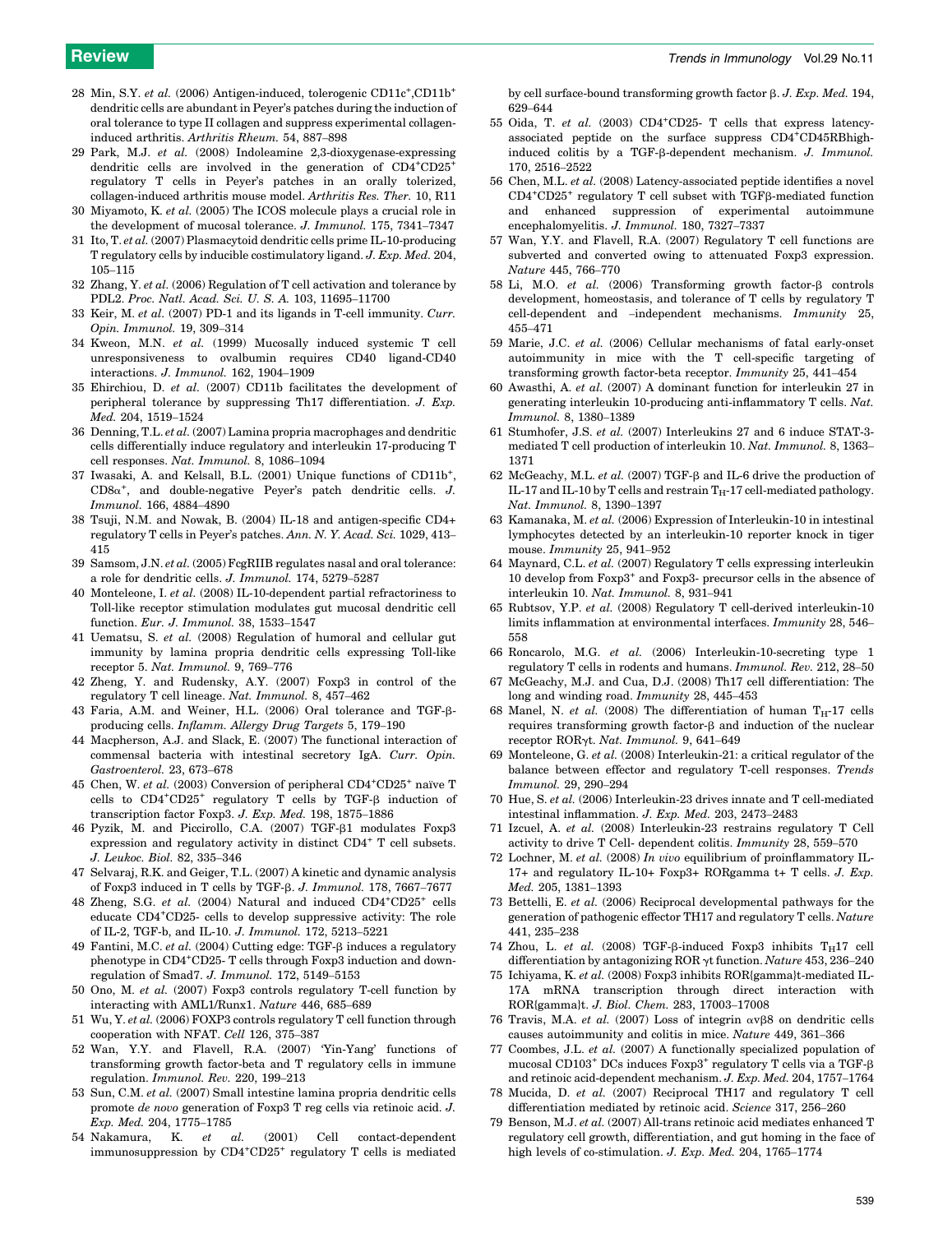28 Min, S.Y. *et al.* (2006) Antigen-induced, tolerogenic CD11c+,CD11b+ dendritic cells are abundant in Peyer's patches during the induction of oral tolerance to type II collagen and suppress experimental collagen-induced arthritis. *Arthritis Rheum.* 54, 887–898

29 Park, M.J. *et al.* (2008) Indoleamine 2,3-dioxygenase-expressing dendritic cells are involved in the generation of CD4+CD25+ regulatory T cells in Peyer's patches in an orally tolerized, collagen-induced arthritis mouse model. *Arthritis Res. Ther.* 10, R11

30 Miyamoto, K. *et al.* (2005) The ICOS molecule plays a crucial role in the development of mucosal tolerance. *J. Immunol.* 175, 7341–7347

31 Ito, T. *et al.* (2007) Plasmacytoid dendritic cells prime IL-10-producing T regulatory cells by inducible costimulatory ligand. *J. Exp. Med.* 204, 105–115

32 Zhang, Y. *et al.* (2006) Regulation of T cell activation and tolerance by PDL2. *Proc. Natl. Acad. Sci. U. S. A.* 103, 11695–11700

33 Keir, M. *et al.* (2007) PD-1 and its ligands in T-cell immunity. *Curr. Opin. Immunol.* 19, 309–314

34 Kweon, M.N. *et al.* (1999) Mucosally induced systemic T cell unresponsiveness to ovalbumin requires CD40 ligand-CD40 interactions. *J. Immunol.* 162, 1904–1909

35 Ehirchiou, D. *et al.* (2007) CD11b facilitates the development of peripheral tolerance by suppressing Th17 differentiation. *J. Exp. Med.* 204, 1519–1524

36 Denning, T.L. *et al.* (2007) Lamina propria macrophages and dendritic cells differentially induce regulatory and interleukin 17-producing T cell responses. *Nat. Immunol.* 8, 1086–1094

37 Iwasaki, A. and Kelsall, B.L. (2001) Unique functions of CD11b+, CD8α+, and double-negative Peyer's patch dendritic cells. *J. Immunol.* 166, 4884–4890

38 Tsuji, N.M. and Nowak, B. (2004) IL-18 and antigen-specific CD4+ regulatory T cells in Peyer's patches. *Ann. N. Y. Acad. Sci.* 1029, 413–415

39 Samsom, J.N. *et al.* (2005) FcgRIIB regulates nasal and oral tolerance: a role for dendritic cells. *J. Immunol.* 174, 5279–5287

40 Monteleone, I. *et al.* (2008) IL-10-dependent partial refractoriness to Toll-like receptor stimulation modulates gut mucosal dendritic cell function. *Eur. J. Immunol.* 38, 1533–1547

41 Uematsu, S. *et al.* (2008) Regulation of humoral and cellular gut immunity by lamina propria dendritic cells expressing Toll-like receptor 5. *Nat. Immunol.* 9, 769–776

42 Zheng, Y. and Rudensky, A.Y. (2007) Foxp3 in control of the regulatory T cell lineage. *Nat. Immunol.* 8, 457–462

43 Faria, A.M. and Weiner, H.L. (2006) Oral tolerance and TGF-β-producing cells. *Inflamm. Allergy Drug Targets* 5, 179–190

44 Macpherson, A.J. and Slack, E. (2007) The functional interaction of commensal bacteria with intestinal secretory IgA. *Curr. Opin. Gastroenterol.* 23, 673–678

45 Chen, W. *et al.* (2003) Conversion of peripheral CD4+CD25+ naïve T cells to CD4+CD25+ regulatory T cells by TGF-β induction of transcription factor Foxp3. *J. Exp. Med.* 198, 1875–1886

46 Pyzik, M. and Piccirillo, C.A. (2007) TGF-β1 modulates Foxp3 expression and regulatory activity in distinct CD4+ T cell subsets. *J. Leukoc. Biol.* 82, 335–346

47 Selvaraj, R.K. and Geiger, T.L. (2007) A kinetic and dynamic analysis of Foxp3 induced in T cells by TGF-β. *J. Immunol.* 178, 7667–7677

48 Zheng, S.G. *et al.* (2004) Natural and induced CD4+CD25+ cells educate CD4+CD25- cells to develop suppressive activity: The role of IL-2, TGF-b, and IL-10. *J. Immunol.* 172, 5213–5221

49 Fantini, M.C. *et al.* (2004) Cutting edge: TGF-β induces a regulatory phenotype in CD4+CD25- T cells through Foxp3 induction and down-regulation of Smad7. *J. Immunol.* 172, 5149–5153

50 Ono, M. *et al.* (2007) Foxp3 controls regulatory T-cell function by interacting with AML1/Runx1. *Nature* 446, 685–689

51 Wu, Y. *et al.* (2006) FOXP3 controls regulatory T cell function through cooperation with NFAT. *Cell* 126, 375–387

52 Wan, Y.Y. and Flavell, R.A. (2007) 'Yin-Yang' functions of transforming growth factor-beta and T regulatory cells in immune regulation. *Immunol. Rev.* 220, 199–213

53 Sun, C.M. *et al.* (2007) Small intestine lamina propria dendritic cells promote *de novo* generation of Foxp3 T reg cells via retinoic acid. *J. Exp. Med.* 204, 1775–1785

54 Nakamura, K. *et al.* (2001) Cell contact-dependent immunosuppression by CD4+CD25+ regulatory T cells is mediated by cell surface-bound transforming growth factor β. *J. Exp. Med.* 194, 629–644

55 Oida, T. *et al.* (2003) CD4+CD25- T cells that express latency-associated peptide on the surface suppress CD4+CD45RBhigh-induced colitis by a TGF-β-dependent mechanism. *J. Immunol.* 170, 2516–2522

56 Chen, M.L. *et al.* (2008) Latency-associated peptide identifies a novel CD4+CD25+ regulatory T cell subset with TGFβ-mediated function and enhanced suppression of experimental autoimmune encephalomyelitis. *J. Immunol.* 180, 7327–7337

57 Wan, Y.Y. and Flavell, R.A. (2007) Regulatory T cell functions are subverted and converted owing to attenuated Foxp3 expression. *Nature* 445, 766–770

58 Li, M.O. *et al.* (2006) Transforming growth factor-β controls development, homeostasis, and tolerance of T cells by regulatory T cell-dependent and –independent mechanisms. *Immunity* 25, 455–471

59 Marie, J.C. *et al.* (2006) Cellular mechanisms of fatal early-onset autoimmunity in mice with the T cell-specific targeting of transforming growth factor-beta receptor. *Immunity* 25, 441–454

60 Awasthi, A. *et al.* (2007) A dominant function for interleukin 27 in generating interleukin 10-producing anti-inflammatory T cells. *Nat. Immunol.* 8, 1380–1389

61 Stumhofer, J.S. *et al.* (2007) Interleukins 27 and 6 induce STAT-3-mediated T cell production of interleukin 10. *Nat. Immunol.* 8, 1363–1371

62 McGeachy, M.L. *et al.* (2007) TGF-β and IL-6 drive the production of IL-17 and IL-10 by T cells and restrain $T_H$-17 cell-mediated pathology. *Nat. Immunol.* 8, 1390–1397

63 Kamanaka, M. *et al.* (2006) Expression of Interleukin-10 in intestinal lymphocytes detected by an interleukin-10 reporter knock in tiger mouse. *Immunity* 25, 941–952

64 Maynard, C.L. *et al.* (2007) Regulatory T cells expressing interleukin 10 develop from Foxp3+ and Foxp3- precursor cells in the absence of interleukin 10. *Nat. Immunol.* 8, 931–941

65 Rubtsov, Y.P. *et al.* (2008) Regulatory T cell-derived interleukin-10 limits inflammation at environmental interfaces. *Immunity* 28, 546–558

66 Roncarolo, M.G. *et al.* (2006) Interleukin-10-secreting type 1 regulatory T cells in rodents and humans. *Immunol. Rev.* 212, 28–50

67 McGeachy, M.J. and Cua, D.J. (2008) Th17 cell differentiation: The long and winding road. *Immunity* 28, 445–453

68 Manel, N. *et al.* (2008) The differentiation of human $T_H$-17 cells requires transforming growth factor-β and induction of the nuclear receptor RORγt. *Nat. Immunol.* 9, 641–649

69 Monteleone, G. *et al.* (2008) Interleukin-21: a critical regulator of the balance between effector and regulatory T-cell responses. *Trends Immunol.* 29, 290–294

70 Hue, S. *et al.* (2006) Interleukin-23 drives innate and T cell-mediated intestinal inflammation. *J. Exp. Med.* 203, 2473–2483

71 Izcuel, A. *et al.* (2008) Interleukin-23 restrains regulatory T Cell activity to drive T Cell- dependent colitis. *Immunity* 28, 559–570

72 Lochner, M. *et al.* (2008) *In vivo* equilibrium of proinflammatory IL-17+ and regulatory IL-10+ Foxp3+ RORgamma t+ T cells. *J. Exp. Med.* 205, 1381–1393

73 Bettelli, E. *et al.* (2006) Reciprocal developmental pathways for the generation of pathogenic effector TH17 and regulatory T cells. *Nature* 441, 235–238

74 Zhou, L. *et al.* (2008) TGF-β-induced Foxp3 inhibits $T_H$17 cell differentiation by antagonizing ROR γt function. *Nature* 453, 236–240

75 Ichiyama, K. *et al.* (2008) Foxp3 inhibits ROR{gamma}t-mediated IL-17A mRNA transcription through direct interaction with ROR{gamma}t. *J. Biol. Chem.* 283, 17003–17008

76 Travis, M.A. *et al.* (2007) Loss of integrin αvβ8 on dendritic cells causes autoimmunity and colitis in mice. *Nature* 449, 361–366

77 Coombes, J.L. *et al.* (2007) A functionally specialized population of mucosal CD103+ DCs induces Foxp3+ regulatory T cells via a TGF-β and retinoic acid-dependent mechanism. *J. Exp. Med.* 204, 1757–1764

78 Mucida, D. *et al.* (2007) Reciprocal TH17 and regulatory T cell differentiation mediated by retinoic acid. *Science* 317, 256–260

79 Benson, M.J. *et al.* (2007) All-trans retinoic acid mediates enhanced T regulatory cell growth, differentiation, and gut homing in the face of high levels of co-stimulation. *J. Exp. Med.* 204, 1765–1774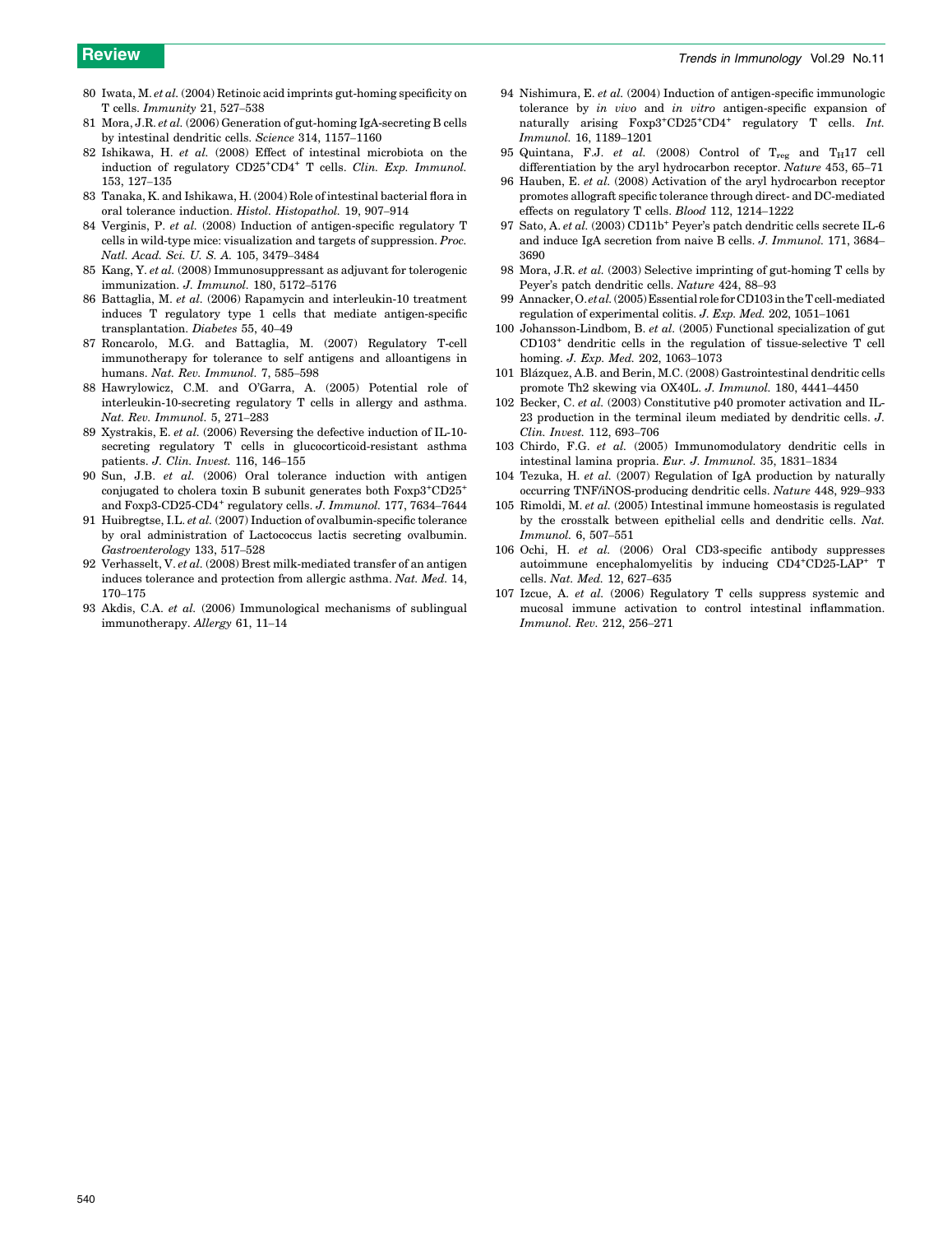80 Iwata, M. *et al.* (2004) Retinoic acid imprints gut-homing specificity on T cells. *Immunity* 21, 527–538

81 Mora, J.R. *et al.* (2006) Generation of gut-homing IgA-secreting B cells by intestinal dendritic cells. *Science* 314, 1157–1160

82 Ishikawa, H. *et al.* (2008) Effect of intestinal microbiota on the induction of regulatory $CD25^{+}CD4^{+}$ T cells. *Clin. Exp. Immunol.* 153, 127–135

83 Tanaka, K. and Ishikawa, H. (2004) Role of intestinal bacterial flora in oral tolerance induction. *Histol. Histopathol.* 19, 907–914

84 Verginis, P. *et al.* (2008) Induction of antigen-specific regulatory T cells in wild-type mice: visualization and targets of suppression. *Proc. Natl. Acad. Sci. U. S. A.* 105, 3479–3484

85 Kang, Y. *et al.* (2008) Immunosuppressant as adjuvant for tolerogenic immunization. *J. Immunol.* 180, 5172–5176

86 Battaglia, M. *et al.* (2006) Rapamycin and interleukin-10 treatment induces T regulatory type 1 cells that mediate antigen-specific transplantation. *Diabetes* 55, 40–49

87 Roncarolo, M.G. and Battaglia, M. (2007) Regulatory T-cell immunotherapy for tolerance to self antigens and alloantigens in humans. *Nat. Rev. Immunol.* 7, 585–598

88 Hawrylowicz, C.M. and O'Garra, A. (2005) Potential role of interleukin-10-secreting regulatory T cells in allergy and asthma. *Nat. Rev. Immunol.* 5, 271–283

89 Xystrakis, E. *et al.* (2006) Reversing the defective induction of IL-10-secreting regulatory T cells in glucocorticoid-resistant asthma patients. *J. Clin. Invest.* 116, 146–155

90 Sun, J.B. *et al.* (2006) Oral tolerance induction with antigen conjugated to cholera toxin B subunit generates both $Foxp3^{+}CD25^{+}$ and Foxp3-CD25-$CD4^{+}$ regulatory cells. *J. Immunol.* 177, 7634–7644

91 Huibregtse, I.L. *et al.* (2007) Induction of ovalbumin-specific tolerance by oral administration of Lactococcus lactis secreting ovalbumin. *Gastroenterology* 133, 517–528

92 Verhasselt, V. *et al.* (2008) Brest milk-mediated transfer of an antigen induces tolerance and protection from allergic asthma. *Nat. Med.* 14, 170–175

93 Akdis, C.A. *et al.* (2006) Immunological mechanisms of sublingual immunotherapy. *Allergy* 61, 11–14

94 Nishimura, E. *et al.* (2004) Induction of antigen-specific immunologic tolerance by *in vivo* and *in vitro* antigen-specific expansion of naturally arising $Foxp3^{+}CD25^{+}CD4^{+}$ regulatory T cells. *Int. Immunol.* 16, 1189–1201

95 Quintana, F.J. *et al.* (2008) Control of $T_{reg}$ and $T_{H}17$ cell differentiation by the aryl hydrocarbon receptor. *Nature* 453, 65–71

96 Hauben, E. *et al.* (2008) Activation of the aryl hydrocarbon receptor promotes allograft specific tolerance through direct- and DC-mediated effects on regulatory T cells. *Blood* 112, 1214–1222

97 Sato, A. *et al.* (2003) $CD11b^{+}$ Peyer's patch dendritic cells secrete IL-6 and induce IgA secretion from naive B cells. *J. Immunol.* 171, 3684–3690

98 Mora, J.R. *et al.* (2003) Selective imprinting of gut-homing T cells by Peyer's patch dendritic cells. *Nature* 424, 88–93

99 Annacker, O. *et al.* (2005) Essential role for CD103 in the T cell-mediated regulation of experimental colitis. *J. Exp. Med.* 202, 1051–1061

100 Johansson-Lindbom, B. *et al.* (2005) Functional specialization of gut $CD103^{+}$ dendritic cells in the regulation of tissue-selective T cell homing. *J. Exp. Med.* 202, 1063–1073

101 Blázquez, A.B. and Berin, M.C. (2008) Gastrointestinal dendritic cells promote Th2 skewing via OX40L. *J. Immunol.* 180, 4441–4450

102 Becker, C. *et al.* (2003) Constitutive p40 promoter activation and IL-23 production in the terminal ileum mediated by dendritic cells. *J. Clin. Invest.* 112, 693–706

103 Chirdo, F.G. *et al.* (2005) Immunomodulatory dendritic cells in intestinal lamina propria. *Eur. J. Immunol.* 35, 1831–1834

104 Tezuka, H. *et al.* (2007) Regulation of IgA production by naturally occurring TNF/iNOS-producing dendritic cells. *Nature* 448, 929–933

105 Rimoldi, M. *et al.* (2005) Intestinal immune homeostasis is regulated by the crosstalk between epithelial cells and dendritic cells. *Nat. Immunol.* 6, 507–551

106 Ochi, H. *et al.* (2006) Oral CD3-specific antibody suppresses autoimmune encephalomyelitis by inducing $CD4^{+}CD25$-$LAP^{+}$ T cells. *Nat. Med.* 12, 627–635

107 Izcue, A. *et al.* (2006) Regulatory T cells suppress systemic and mucosal immune activation to control intestinal inflammation. *Immunol. Rev.* 212, 256–271